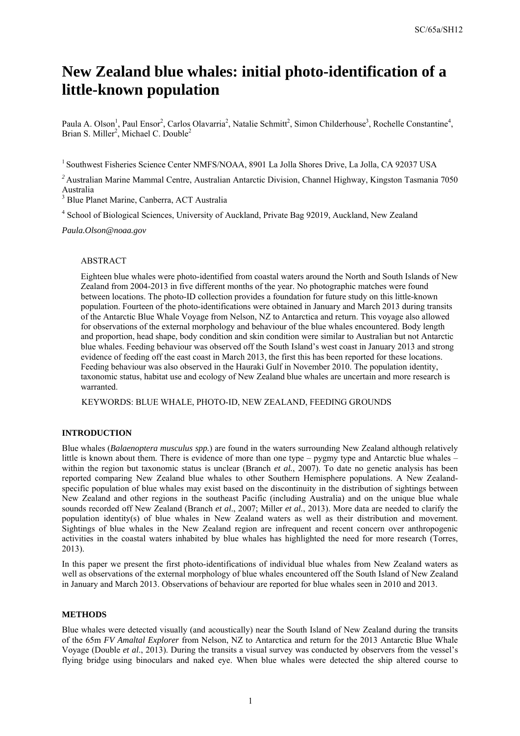# New Zealand blue whales: initial photo-identification of a little-known population

Paula A. Olson[1], Paul Ensor[2], Carlos Olavarria[2], Natalie Schmitt[2], Simon Childerhouse[3], Rochelle Constantine[4], Brian S. Miller[2], Michael C. Double[2]

[1] Southwest Fisheries Science Center NMFS/NOAA, 8901 La Jolla Shores Drive, La Jolla, CA 92037 USA

[2] Australian Marine Mammal Centre, Australian Antarctic Division, Channel Highway, Kingston Tasmania 7050 Australia

[3] Blue Planet Marine, Canberra, ACT Australia

[4] School of Biological Sciences, University of Auckland, Private Bag 92019, Auckland, New Zealand

*Paula.Olson@noaa.gov*

## ABSTRACT

Eighteen blue whales were photo-identified from coastal waters around the North and South Islands of New Zealand from 2004-2013 in five different months of the year. No photographic matches were found between locations. The photo-ID collection provides a foundation for future study on this little-known population. Fourteen of the photo-identifications were obtained in January and March 2013 during transits of the Antarctic Blue Whale Voyage from Nelson, NZ to Antarctica and return. This voyage also allowed for observations of the external morphology and behaviour of the blue whales encountered. Body length and proportion, head shape, body condition and skin condition were similar to Australian but not Antarctic blue whales. Feeding behaviour was observed off the South Island's west coast in January 2013 and strong evidence of feeding off the east coast in March 2013, the first this has been reported for these locations. Feeding behaviour was also observed in the Hauraki Gulf in November 2010. The population identity, taxonomic status, habitat use and ecology of New Zealand blue whales are uncertain and more research is warranted.

KEYWORDS: BLUE WHALE, PHOTO-ID, NEW ZEALAND, FEEDING GROUNDS

## INTRODUCTION

Blue whales (*Balaenoptera musculus spp.*) are found in the waters surrounding New Zealand although relatively little is known about them. There is evidence of more than one type – pygmy type and Antarctic blue whales – within the region but taxonomic status is unclear (Branch *et al.*, 2007). To date no genetic analysis has been reported comparing New Zealand blue whales to other Southern Hemisphere populations. A New Zealand-specific population of blue whales may exist based on the discontinuity in the distribution of sightings between New Zealand and other regions in the southeast Pacific (including Australia) and on the unique blue whale sounds recorded off New Zealand (Branch *et al*., 2007; Miller *et al.*, 2013). More data are needed to clarify the population identity(s) of blue whales in New Zealand waters as well as their distribution and movement. Sightings of blue whales in the New Zealand region are infrequent and recent concern over anthropogenic activities in the coastal waters inhabited by blue whales has highlighted the need for more research (Torres, 2013).

In this paper we present the first photo-identifications of individual blue whales from New Zealand waters as well as observations of the external morphology of blue whales encountered off the South Island of New Zealand in January and March 2013. Observations of behaviour are reported for blue whales seen in 2010 and 2013.

## METHODS

Blue whales were detected visually (and acoustically) near the South Island of New Zealand during the transits of the 65m *FV Amaltal Explorer* from Nelson, NZ to Antarctica and return for the 2013 Antarctic Blue Whale Voyage (Double *et al*., 2013). During the transits a visual survey was conducted by observers from the vessel's flying bridge using binoculars and naked eye. When blue whales were detected the ship altered course to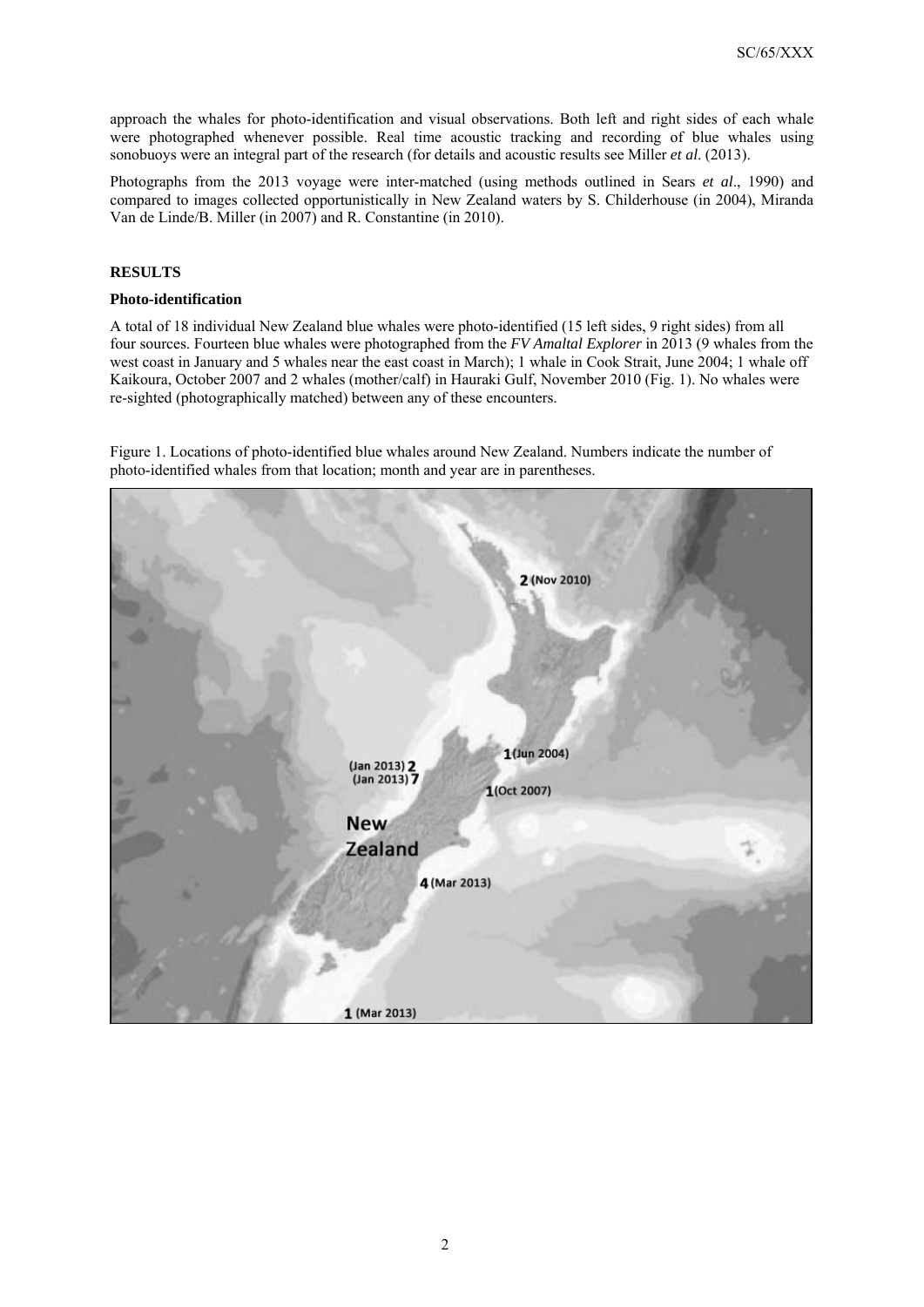approach the whales for photo-identification and visual observations. Both left and right sides of each whale were photographed whenever possible. Real time acoustic tracking and recording of blue whales using sonobuoys were an integral part of the research (for details and acoustic results see Miller *et al.* (2013).

Photographs from the 2013 voyage were inter-matched (using methods outlined in Sears *et al*., 1990) and compared to images collected opportunistically in New Zealand waters by S. Childerhouse (in 2004), Miranda Van de Linde/B. Miller (in 2007) and R. Constantine (in 2010).

## RESULTS

### Photo-identification

A total of 18 individual New Zealand blue whales were photo-identified (15 left sides, 9 right sides) from all four sources. Fourteen blue whales were photographed from the *FV Amaltal Explorer* in 2013 (9 whales from the west coast in January and 5 whales near the east coast in March); 1 whale in Cook Strait, June 2004; 1 whale off Kaikoura, October 2007 and 2 whales (mother/calf) in Hauraki Gulf, November 2010 (Fig. 1). No whales were re-sighted (photographically matched) between any of these encounters.

Figure 1. Locations of photo-identified blue whales around New Zealand. Numbers indicate the number of photo-identified whales from that location; month and year are in parentheses.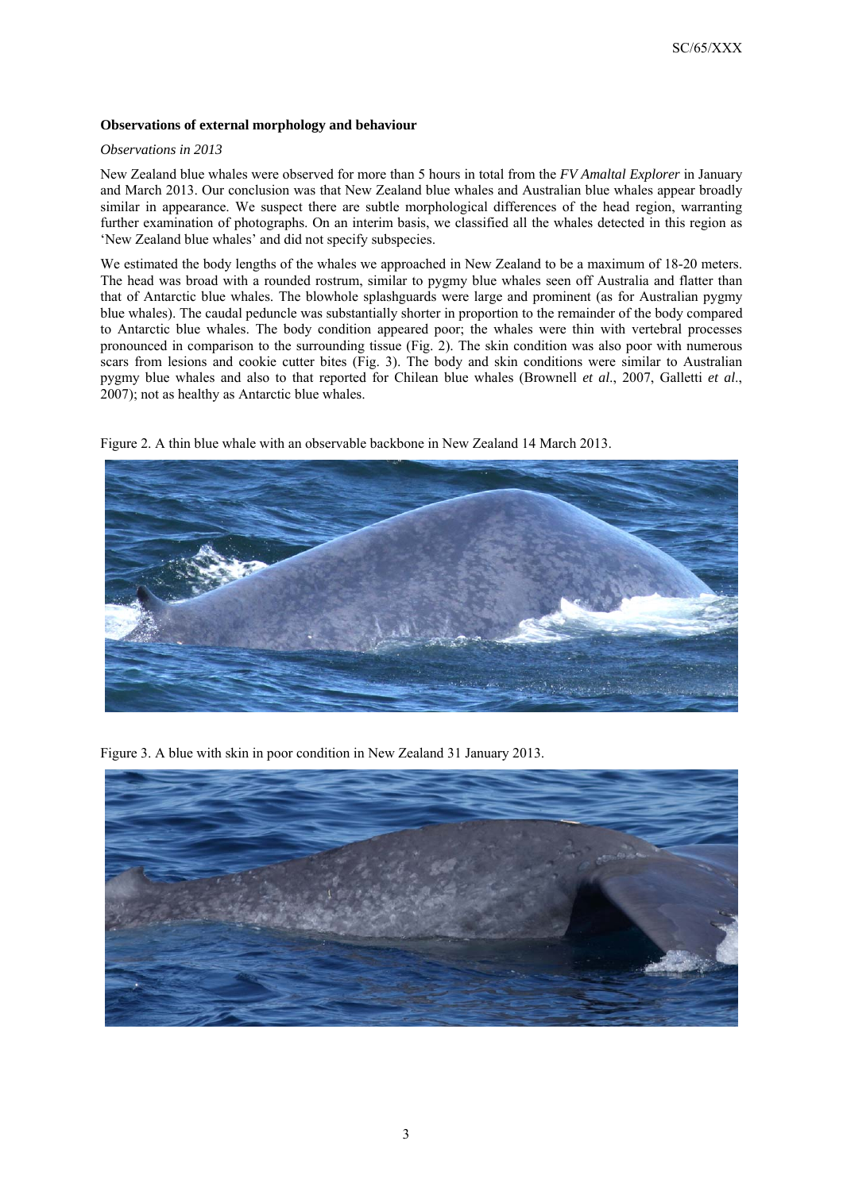**Observations of external morphology and behaviour**

*Observations in 2013*

New Zealand blue whales were observed for more than 5 hours in total from the *FV Amaltal Explorer* in January and March 2013. Our conclusion was that New Zealand blue whales and Australian blue whales appear broadly similar in appearance. We suspect there are subtle morphological differences of the head region, warranting further examination of photographs. On an interim basis, we classified all the whales detected in this region as 'New Zealand blue whales' and did not specify subspecies.

We estimated the body lengths of the whales we approached in New Zealand to be a maximum of 18-20 meters. The head was broad with a rounded rostrum, similar to pygmy blue whales seen off Australia and flatter than that of Antarctic blue whales. The blowhole splashguards were large and prominent (as for Australian pygmy blue whales). The caudal peduncle was substantially shorter in proportion to the remainder of the body compared to Antarctic blue whales. The body condition appeared poor; the whales were thin with vertebral processes pronounced in comparison to the surrounding tissue (Fig. 2). The skin condition was also poor with numerous scars from lesions and cookie cutter bites (Fig. 3). The body and skin conditions were similar to Australian pygmy blue whales and also to that reported for Chilean blue whales (Brownell *et al*., 2007, Galletti *et al*., 2007); not as healthy as Antarctic blue whales.

Figure 2. A thin blue whale with an observable backbone in New Zealand 14 March 2013.

Figure 3. A blue with skin in poor condition in New Zealand 31 January 2013.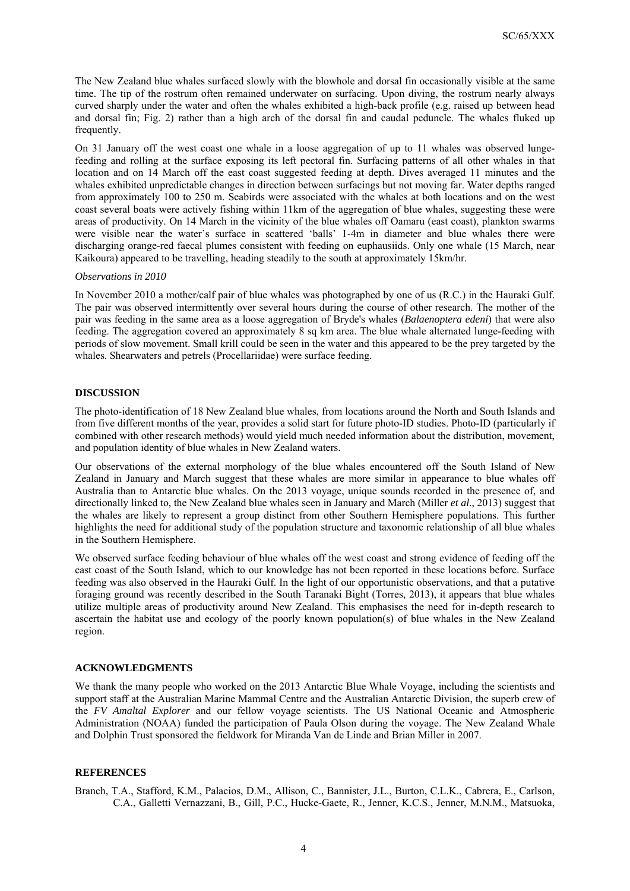The New Zealand blue whales surfaced slowly with the blowhole and dorsal fin occasionally visible at the same time. The tip of the rostrum often remained underwater on surfacing. Upon diving, the rostrum nearly always curved sharply under the water and often the whales exhibited a high-back profile (e.g. raised up between head and dorsal fin; Fig. 2) rather than a high arch of the dorsal fin and caudal peduncle. The whales fluked up frequently.

On 31 January off the west coast one whale in a loose aggregation of up to 11 whales was observed lunge-feeding and rolling at the surface exposing its left pectoral fin. Surfacing patterns of all other whales in that location and on 14 March off the east coast suggested feeding at depth. Dives averaged 11 minutes and the whales exhibited unpredictable changes in direction between surfacings but not moving far. Water depths ranged from approximately 100 to 250 m. Seabirds were associated with the whales at both locations and on the west coast several boats were actively fishing within 11km of the aggregation of blue whales, suggesting these were areas of productivity. On 14 March in the vicinity of the blue whales off Oamaru (east coast), plankton swarms were visible near the water's surface in scattered 'balls' 1-4m in diameter and blue whales there were discharging orange-red faecal plumes consistent with feeding on euphausiids. Only one whale (15 March, near Kaikoura) appeared to be travelling, heading steadily to the south at approximately 15km/hr.

*Observations in 2010*

In November 2010 a mother/calf pair of blue whales was photographed by one of us (R.C.) in the Hauraki Gulf. The pair was observed intermittently over several hours during the course of other research. The mother of the pair was feeding in the same area as a loose aggregation of Bryde's whales (*Balaenoptera edeni*) that were also feeding. The aggregation covered an approximately 8 sq km area. The blue whale alternated lunge-feeding with periods of slow movement. Small krill could be seen in the water and this appeared to be the prey targeted by the whales. Shearwaters and petrels (Procellariidae) were surface feeding.

## DISCUSSION

The photo-identification of 18 New Zealand blue whales, from locations around the North and South Islands and from five different months of the year, provides a solid start for future photo-ID studies. Photo-ID (particularly if combined with other research methods) would yield much needed information about the distribution, movement, and population identity of blue whales in New Zealand waters.

Our observations of the external morphology of the blue whales encountered off the South Island of New Zealand in January and March suggest that these whales are more similar in appearance to blue whales off Australia than to Antarctic blue whales. On the 2013 voyage, unique sounds recorded in the presence of, and directionally linked to, the New Zealand blue whales seen in January and March (Miller *et al*., 2013) suggest that the whales are likely to represent a group distinct from other Southern Hemisphere populations. This further highlights the need for additional study of the population structure and taxonomic relationship of all blue whales in the Southern Hemisphere.

We observed surface feeding behaviour of blue whales off the west coast and strong evidence of feeding off the east coast of the South Island, which to our knowledge has not been reported in these locations before. Surface feeding was also observed in the Hauraki Gulf. In the light of our opportunistic observations, and that a putative foraging ground was recently described in the South Taranaki Bight (Torres, 2013), it appears that blue whales utilize multiple areas of productivity around New Zealand. This emphasises the need for in-depth research to ascertain the habitat use and ecology of the poorly known population(s) of blue whales in the New Zealand region.

## ACKNOWLEDGMENTS

We thank the many people who worked on the 2013 Antarctic Blue Whale Voyage, including the scientists and support staff at the Australian Marine Mammal Centre and the Australian Antarctic Division, the superb crew of the *FV Amaltal Explorer* and our fellow voyage scientists. The US National Oceanic and Atmospheric Administration (NOAA) funded the participation of Paula Olson during the voyage. The New Zealand Whale and Dolphin Trust sponsored the fieldwork for Miranda Van de Linde and Brian Miller in 2007.

## REFERENCES

Branch, T.A., Stafford, K.M., Palacios, D.M., Allison, C., Bannister, J.L., Burton, C.L.K., Cabrera, E., Carlson, C.A., Galletti Vernazzani, B., Gill, P.C., Hucke-Gaete, R., Jenner, K.C.S., Jenner, M.N.M., Matsuoka,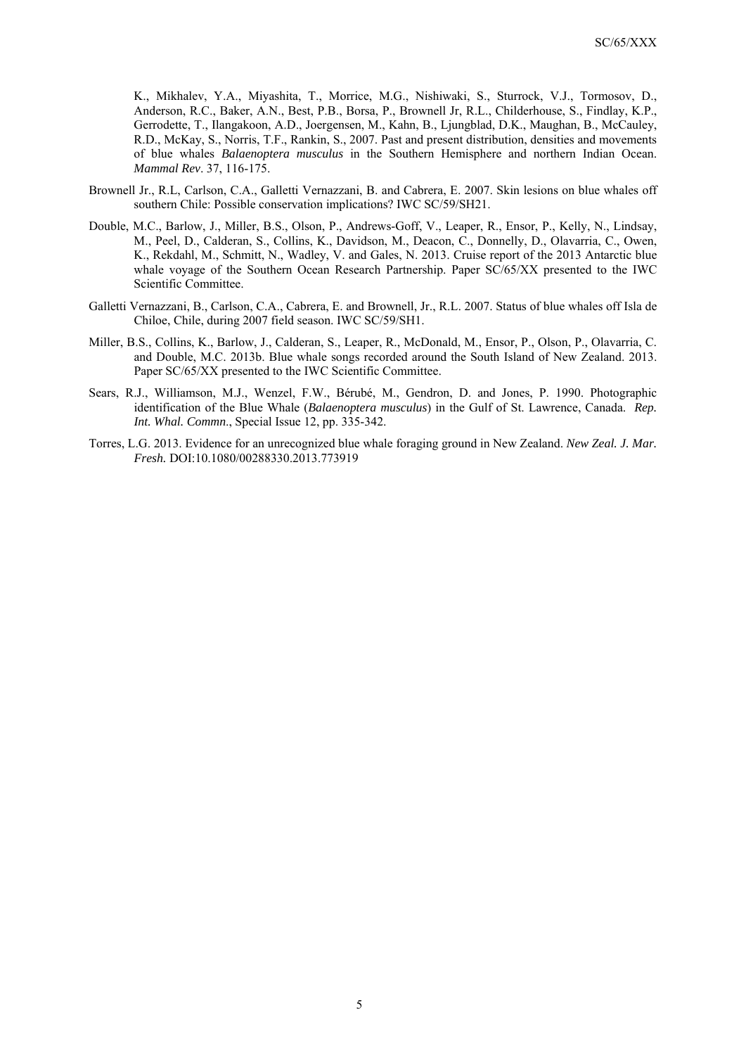K., Mikhalev, Y.A., Miyashita, T., Morrice, M.G., Nishiwaki, S., Sturrock, V.J., Tormosov, D., Anderson, R.C., Baker, A.N., Best, P.B., Borsa, P., Brownell Jr, R.L., Childerhouse, S., Findlay, K.P., Gerrodette, T., Ilangakoon, A.D., Joergensen, M., Kahn, B., Ljungblad, D.K., Maughan, B., McCauley, R.D., McKay, S., Norris, T.F., Rankin, S., 2007. Past and present distribution, densities and movements of blue whales *Balaenoptera musculus* in the Southern Hemisphere and northern Indian Ocean. *Mammal Rev*. 37, 116-175.

Brownell Jr., R.L, Carlson, C.A., Galletti Vernazzani, B. and Cabrera, E. 2007. Skin lesions on blue whales off southern Chile: Possible conservation implications? IWC SC/59/SH21.

Double, M.C., Barlow, J., Miller, B.S., Olson, P., Andrews-Goff, V., Leaper, R., Ensor, P., Kelly, N., Lindsay, M., Peel, D., Calderan, S., Collins, K., Davidson, M., Deacon, C., Donnelly, D., Olavarria, C., Owen, K., Rekdahl, M., Schmitt, N., Wadley, V. and Gales, N. 2013. Cruise report of the 2013 Antarctic blue whale voyage of the Southern Ocean Research Partnership. Paper SC/65/XX presented to the IWC Scientific Committee.

Galletti Vernazzani, B., Carlson, C.A., Cabrera, E. and Brownell, Jr., R.L. 2007. Status of blue whales off Isla de Chiloe, Chile, during 2007 field season. IWC SC/59/SH1.

Miller, B.S., Collins, K., Barlow, J., Calderan, S., Leaper, R., McDonald, M., Ensor, P., Olson, P., Olavarria, C. and Double, M.C. 2013b. Blue whale songs recorded around the South Island of New Zealand. 2013. Paper SC/65/XX presented to the IWC Scientific Committee.

Sears, R.J., Williamson, M.J., Wenzel, F.W., Bérubé, M., Gendron, D. and Jones, P. 1990. Photographic identification of the Blue Whale (*Balaenoptera musculus*) in the Gulf of St. Lawrence, Canada. *Rep. Int. Whal. Commn.*, Special Issue 12, pp. 335-342.

Torres, L.G. 2013. Evidence for an unrecognized blue whale foraging ground in New Zealand. *New Zeal. J. Mar. Fresh.* DOI:10.1080/00288330.2013.773919